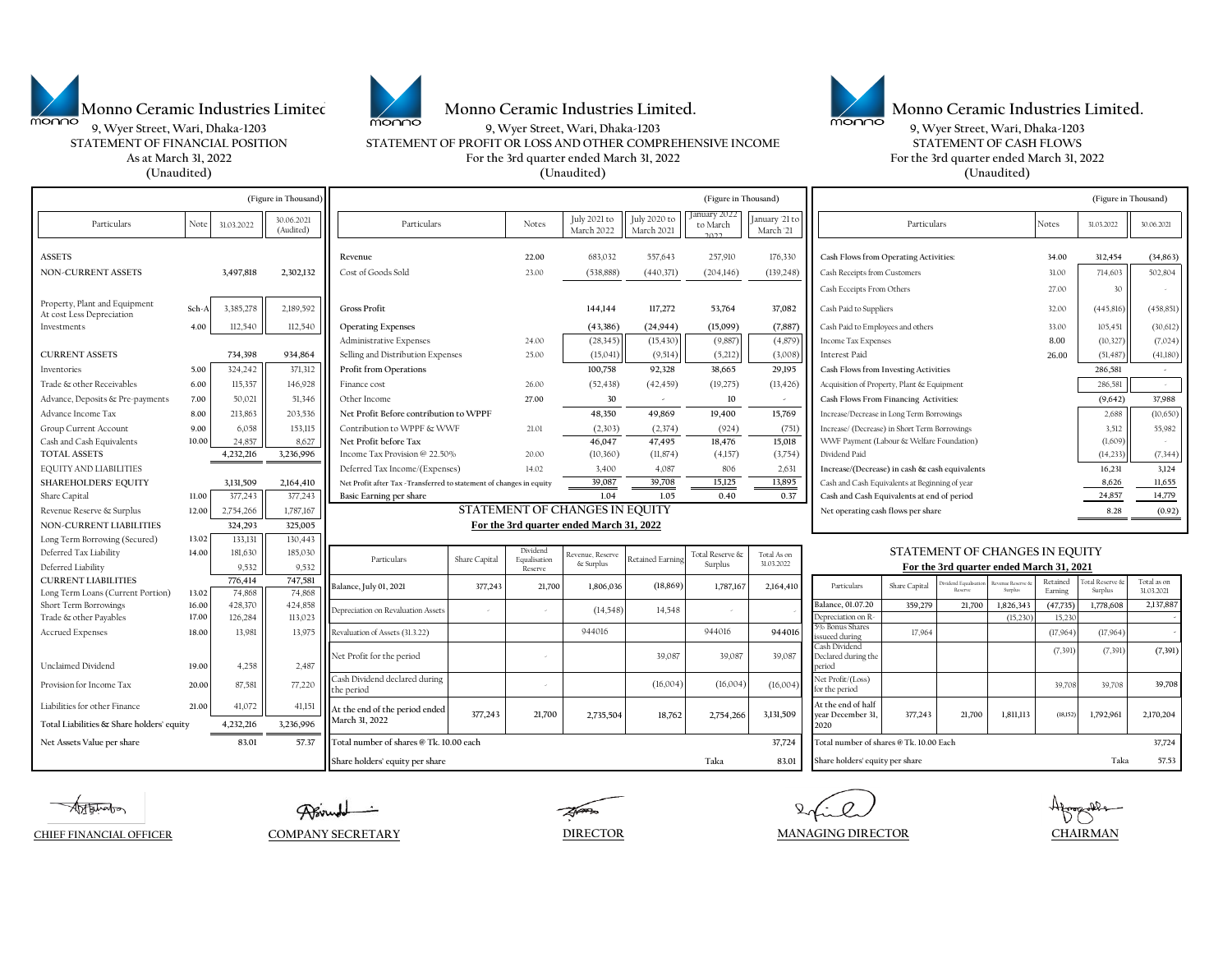# Monno Ceramic Industries Limited

9, Wyer Street, Wari, Dhaka-1203

## STATEMENT OF FINANCIAL POSITION

As at March 31, 2022

(Unaudited)

(Figure in Thousand)

| Particulars | Note | 31.03.2022 | 30.06.2021 (Audited) |
|---|---|---|---|
| **ASSETS** | | | |
| **NON-CURRENT ASSETS** | | **3,497,818** | **2,302,132** |
| Property, Plant and Equipment At cost Less Depreciation | Sch-A | 3,385,278 | 2,189,592 |
| Investments | 4.00 | 112,540 | 112,540 |
| **CURRENT ASSETS** | | **734,398** | **934,864** |
| Inventories | 5.00 | 324,242 | 371,312 |
| Trade & other Receivables | 6.00 | 115,357 | 146,928 |
| Advance, Deposits & Pre-payments | 7.00 | 50,021 | 51,346 |
| Advance Income Tax | 8.00 | 213,863 | 203,536 |
| Group Current Account | 9.00 | 6,058 | 153,115 |
| Cash and Cash Equivalents | 10.00 | 24,857 | 8,627 |
| **TOTAL ASSETS** | | **4,232,216** | **3,236,996** |
| EQUITY AND LIABILITIES | | | |
| **SHAREHOLDERS' EQUITY** | | **3,131,509** | **2,164,410** |
| Share Capital | 11.00 | 377,243 | 377,243 |
| Revenue Reserve & Surplus | 12.00 | 2,754,266 | 1,787,167 |
| **NON-CURRENT LIABILITIES** | | **324,293** | **325,005** |
| Long Term Borrowing (Secured) | 13.02 | 133,131 | 130,443 |
| Deferred Tax Liability | 14.00 | 181,630 | 185,030 |
| Deferred Liability | | 9,532 | 9,532 |
| **CURRENT LIABILITIES** | | **776,414** | **747,581** |
| Long Term Loans (Current Portion) | 13.02 | 74,868 | 74,868 |
| Short Term Borrowings | 16.00 | 428,370 | 424,858 |
| Trade & other Payables | 17.00 | 126,284 | 113,023 |
| Accrued Expenses | 18.00 | 13,981 | 13,975 |
| Unclaimed Dividend | 19.00 | 4,258 | 2,487 |
| Provision for Income Tax | 20.00 | 87,581 | 77,220 |
| Liabilities for other Finance | 21.00 | 41,072 | 41,151 |
| **Total Liabilities & Share holders' equity** | | **4,232,216** | **3,236,996** |
| **Net Assets Value per share** | | **83.01** | **57.37** |

# Monno Ceramic Industries Limited.

9, Wyer Street, Wari, Dhaka-1203

## STATEMENT OF PROFIT OR LOSS AND OTHER COMPREHENSIVE INCOME

For the 3rd quarter ended March 31, 2022

(Unaudited)

(Figure in Thousand)

| Particulars | Notes | July 2021 to March 2022 | July 2020 to March 2021 | January 2022 to March 2022 | January '21 to March '21 |
|---|---|---|---|---|---|
| Revenue | 22.00 | 683,032 | 557,643 | 257,910 | 176,330 |
| Cost of Goods Sold | 23.00 | (538,888) | (440,371) | (204,146) | (139,248) |
| **Gross Profit** | | **144,144** | **117,272** | **53,764** | **37,082** |
| **Operating Expenses** | | **(43,386)** | **(24,944)** | **(15,099)** | **(7,887)** |
| Administrative Expenses | 24.00 | (28,345) | (15,430) | (9,887) | (4,879) |
| Selling and Distribution Expenses | 25.00 | (15,041) | (9,514) | (5,212) | (3,008) |
| **Profit from Operations** | | **100,758** | **92,328** | **38,665** | **29,195** |
| Finance cost | 26.00 | (52,438) | (42,459) | (19,275) | (13,426) |
| Other Income | 27.00 | 30 | - | 10 | - |
| **Net Profit Before contribution to WPPF** | | **48,350** | **49,869** | **19,400** | **15,769** |
| Contribution to WPPF & WWF | 21.01 | (2,303) | (2,374) | (924) | (751) |
| **Net Profit before Tax** | | **46,047** | **47,495** | **18,476** | **15,018** |
| Income Tax Provision @ 22.50% | 20.00 | (10,360) | (11,874) | (4,157) | (3,754) |
| Deferred Tax Income/(Expenses) | 14.02 | 3,400 | 4,087 | 806 | 2,631 |
| **Net Profit after Tax -Transferred to statement of changes in equity** | | **39,087** | **39,708** | **15,125** | **13,895** |
| **Basic Earning per share** | | **1.04** | **1.05** | **0.40** | **0.37** |

## STATEMENT OF CHANGES IN EQUITY

**For the 3rd quarter ended March 31, 2022**

| Particulars | Share Capital | Dividend Equalisation Reserve | Revenue, Reserve & Surplus | Retained Earning | Total Reserve & Surplus | Total As on 31.03.2022 |
|---|---|---|---|---|---|---|
| Balance, July 01, 2021 | 377,243 | 21,700 | 1,806,036 | (18,869) | 1,787,167 | 2,164,410 |
| Depreciation on Revaluation Assets | - | - | (14,548) | 14,548 | - | - |
| Revaluation of Assets (31.3.22) | | | 944016 | | 944016 | 944016 |
| Net Profit for the period | | - | | 39,087 | 39,087 | 39,087 |
| Cash Dividend declared during the period | | - | | (16,004) | (16,004) | (16,004) |
| At the end of the period ended March 31, 2022 | 377,243 | 21,700 | 2,735,504 | 18,762 | 2,754,266 | 3,131,509 |
| Total number of shares @ Tk. 10.00 each | | | | | | 37,724 |
| Share holders' equity per share | | | | | Taka | 83.01 |

# Monno Ceramic Industries Limited.

9, Wyer Street, Wari, Dhaka-1203

## STATEMENT OF CASH FLOWS

For the 3rd quarter ended March 31, 2022

(Unaudited)

(Figure in Thousand)

| Particulars | Notes | 31.03.2022 | 30.06.2021 |
|---|---|---|---|
| Cash Flows from Operating Activities: | 34.00 | 312,454 | (34,863) |
| Cash Receipts from Customers | 31.00 | 714,603 | 502,804 |
| Cash Ecceipts From Others | 27.00 | 30 | - |
| Cash Paid to Suppliers | 32.00 | (445,816) | (458,851) |
| Cash Paid to Employees and others | 33.00 | 105,451 | (30,612) |
| Income Tax Expenses | 8.00 | (10,327) | (7,024) |
| Interest Paid | 26.00 | (51,487) | (41,180) |
| Cash Flows from Investing Activities | | 286,581 | - |
| Acquisition of Property, Plant & Equipment | | 286,581 | - |
| Cash Flows From Financing Activities: | | (9,642) | 37,988 |
| Increase/Decrease in Long Term Borrowings | | 2,688 | (10,650) |
| Increase/ (Decrease) in Short Term Borrowings | | 3,512 | 55,982 |
| WWF Payment (Labour & Welfare Foundation) | | (1,609) | - |
| Dividend Paid | | (14,233) | (7,344) |
| Increase/(Decrease) in cash & cash equivalents | | 16,231 | 3,124 |
| Cash and Cash Equivalents at Beginning of year | | 8,626 | 11,655 |
| Cash and Cash Equivalents at end of period | | 24,857 | 14,779 |
| Net operating cash flows per share | | 8.28 | (0.92) |

## STATEMENT OF CHANGES IN EQUITY

**For the 3rd quarter ended March 31, 2021**

| Particulars | Share Capital | Dividend Equalisation Reserve | Revenue Reserve & Surplus | Retained Earning | Total Reserve & Surplus | Total as on 31.03.2021 |
|---|---|---|---|---|---|---|
| Balance, 01.07.20 | 359,279 | 21,700 | 1,826,343 | (47,735) | 1,778,608 | 2,137,887 |
| Depreciation on R- | | | (15,230) | 15,230 | | - |
| 5% Bonus Shares issueed during | 17,964 | | | (17,964) | (17,964) | - |
| Cash Dividend Declared during the period | | | | (7,391) | (7,391) | (7,391) |
| Net Profit/(Loss) for the period | | | | 39,708 | 39,708 | 39,708 |
| At the end of half year December 31, 2020 | 377,243 | 21,700 | 1,811,113 | (18,152) | 1,792,961 | 2,170,204 |
| Total number of shares @ Tk. 10.00 Each | | | | | | 37,724 |
| Share holders' equity per share | | | | | Taka | 57.53 |

CHIEF FINANCIAL OFFICER | COMPANY SECRETARY | DIRECTOR | MANAGING DIRECTOR | CHAIRMAN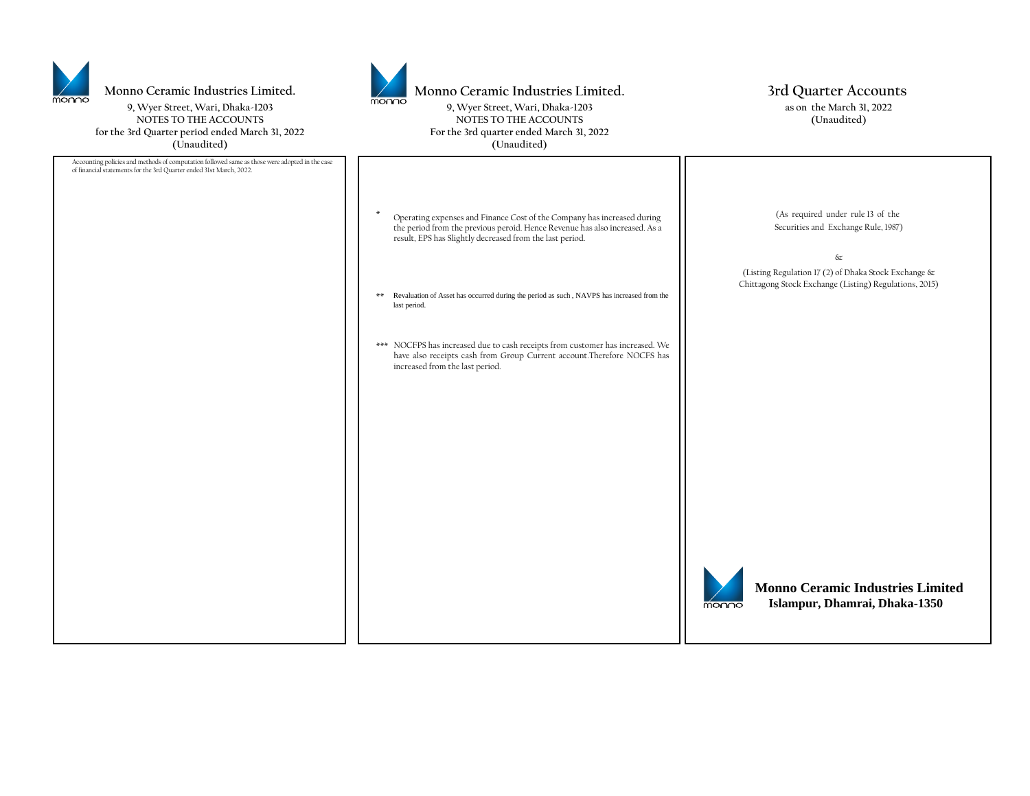## Monno Ceramic Industries Limited.

9, Wyer Street, Wari, Dhaka-1203

NOTES TO THE ACCOUNTS

for the 3rd Quarter period ended March 31, 2022

(Unaudited)

Accounting policies and methods of computation followed same as those were adopted in the case of financial statements for the 3rd Quarter ended 31st March, 2022.

## Monno Ceramic Industries Limited.

9, Wyer Street, Wari, Dhaka-1203

NOTES TO THE ACCOUNTS

For the 3rd quarter ended March 31, 2022

(Unaudited)

\* Operating expenses and Finance Cost of the Company has increased during the period from the previous peroid. Hence Revenue has also increased. As a result, EPS has Slightly decreased from the last period.

\*\* Revaluation of Asset has occurred during the period as such , NAVPS has increased from the last period.

\*\*\* NOCFPS has increased due to cash receipts from customer has increased. We have also receipts cash from Group Current account.Therefore NOCFS has increased from the last period.

## 3rd Quarter Accounts

as on the March 31, 2022

(Unaudited)

(As required under rule 13 of the Securities and Exchange Rule, 1987)

&

(Listing Regulation 17 (2) of Dhaka Stock Exchange & Chittagong Stock Exchange (Listing) Regulations, 2015)

**Monno Ceramic Industries Limited**

**Islampur, Dhamrai, Dhaka-1350**